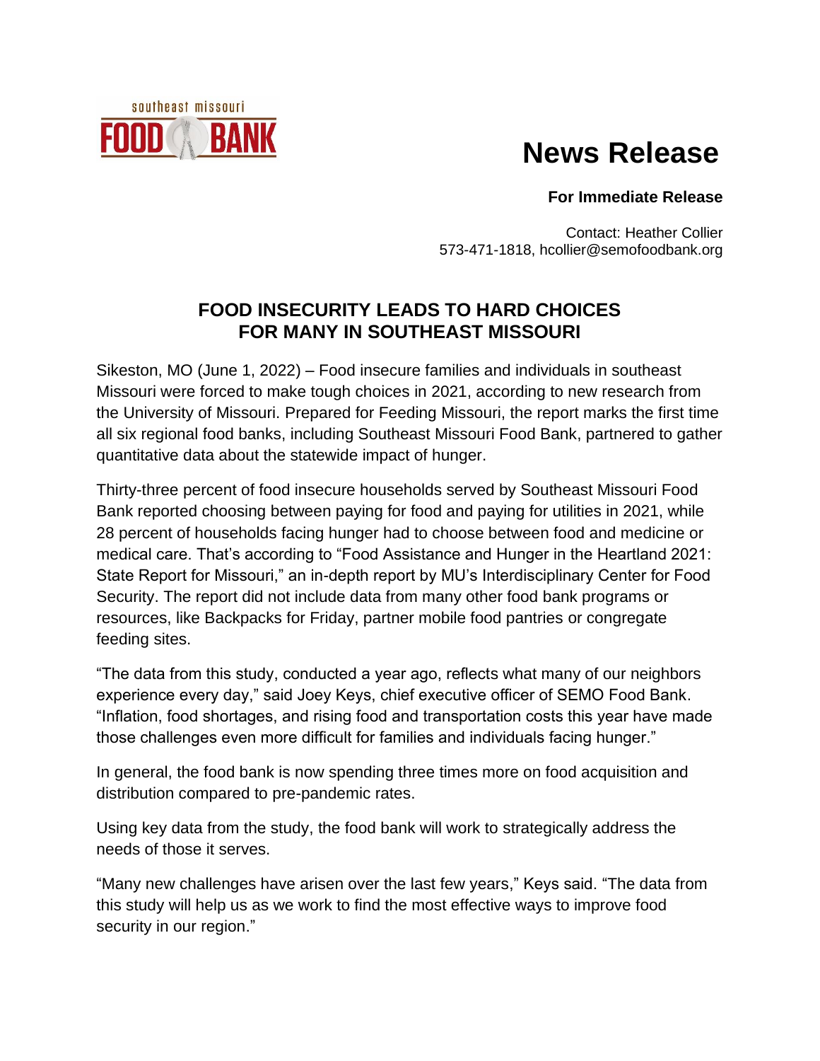southeast missouri
FOOD BANK

# News Release

**For Immediate Release**

Contact: Heather Collier
573-471-1818, hcollier@semofoodbank.org

## FOOD INSECURITY LEADS TO HARD CHOICES FOR MANY IN SOUTHEAST MISSOURI

Sikeston, MO (June 1, 2022) – Food insecure families and individuals in southeast Missouri were forced to make tough choices in 2021, according to new research from the University of Missouri. Prepared for Feeding Missouri, the report marks the first time all six regional food banks, including Southeast Missouri Food Bank, partnered to gather quantitative data about the statewide impact of hunger.

Thirty-three percent of food insecure households served by Southeast Missouri Food Bank reported choosing between paying for food and paying for utilities in 2021, while 28 percent of households facing hunger had to choose between food and medicine or medical care. That's according to "Food Assistance and Hunger in the Heartland 2021: State Report for Missouri," an in-depth report by MU's Interdisciplinary Center for Food Security. The report did not include data from many other food bank programs or resources, like Backpacks for Friday, partner mobile food pantries or congregate feeding sites.

"The data from this study, conducted a year ago, reflects what many of our neighbors experience every day," said Joey Keys, chief executive officer of SEMO Food Bank. "Inflation, food shortages, and rising food and transportation costs this year have made those challenges even more difficult for families and individuals facing hunger."

In general, the food bank is now spending three times more on food acquisition and distribution compared to pre-pandemic rates.

Using key data from the study, the food bank will work to strategically address the needs of those it serves.

"Many new challenges have arisen over the last few years," Keys said. "The data from this study will help us as we work to find the most effective ways to improve food security in our region."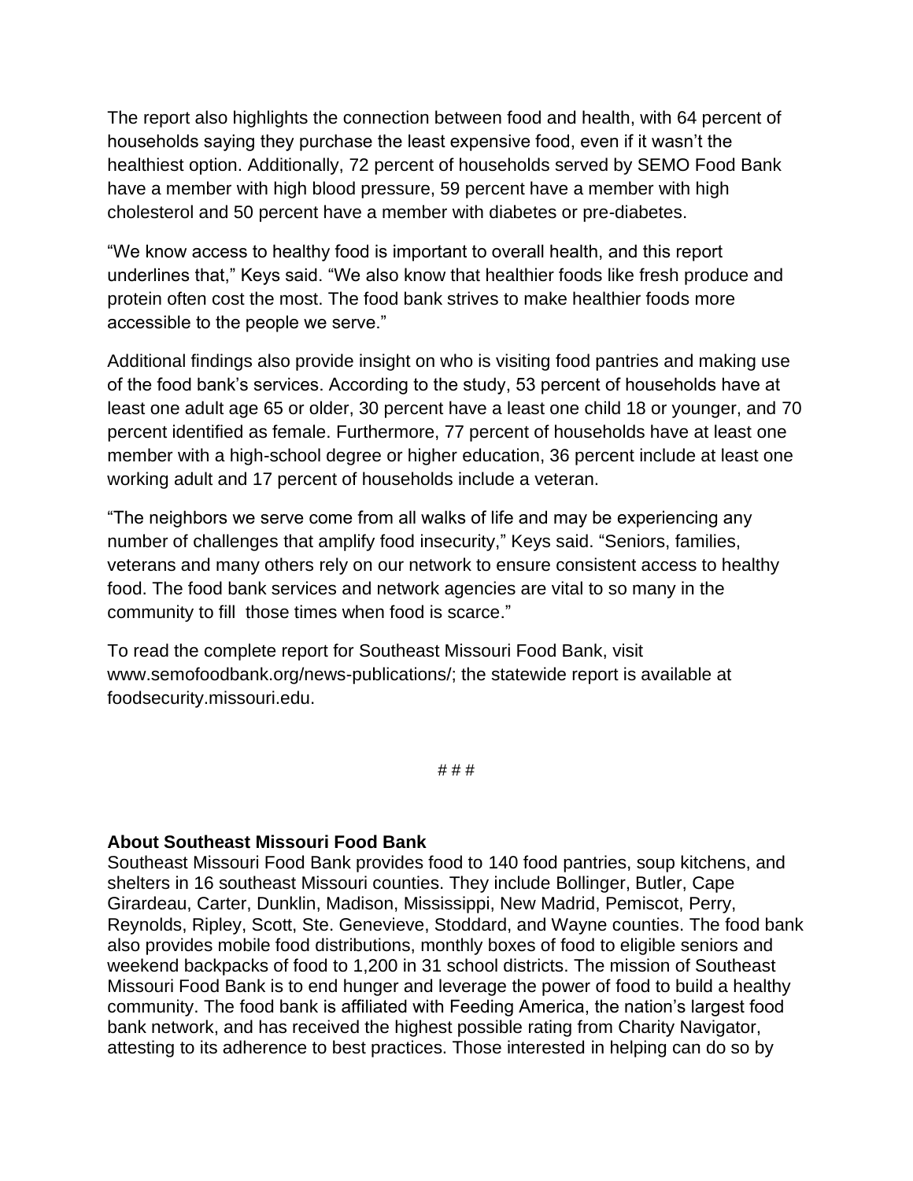The report also highlights the connection between food and health, with 64 percent of households saying they purchase the least expensive food, even if it wasn't the healthiest option. Additionally, 72 percent of households served by SEMO Food Bank have a member with high blood pressure, 59 percent have a member with high cholesterol and 50 percent have a member with diabetes or pre-diabetes.

"We know access to healthy food is important to overall health, and this report underlines that," Keys said. "We also know that healthier foods like fresh produce and protein often cost the most. The food bank strives to make healthier foods more accessible to the people we serve."

Additional findings also provide insight on who is visiting food pantries and making use of the food bank's services. According to the study, 53 percent of households have at least one adult age 65 or older, 30 percent have a least one child 18 or younger, and 70 percent identified as female. Furthermore, 77 percent of households have at least one member with a high-school degree or higher education, 36 percent include at least one working adult and 17 percent of households include a veteran.

"The neighbors we serve come from all walks of life and may be experiencing any number of challenges that amplify food insecurity," Keys said. "Seniors, families, veterans and many others rely on our network to ensure consistent access to healthy food. The food bank services and network agencies are vital to so many in the community to fill  those times when food is scarce."

To read the complete report for Southeast Missouri Food Bank, visit www.semofoodbank.org/news-publications/; the statewide report is available at foodsecurity.missouri.edu.

# # #

**About Southeast Missouri Food Bank**
Southeast Missouri Food Bank provides food to 140 food pantries, soup kitchens, and shelters in 16 southeast Missouri counties. They include Bollinger, Butler, Cape Girardeau, Carter, Dunklin, Madison, Mississippi, New Madrid, Pemiscot, Perry, Reynolds, Ripley, Scott, Ste. Genevieve, Stoddard, and Wayne counties. The food bank also provides mobile food distributions, monthly boxes of food to eligible seniors and weekend backpacks of food to 1,200 in 31 school districts. The mission of Southeast Missouri Food Bank is to end hunger and leverage the power of food to build a healthy community. The food bank is affiliated with Feeding America, the nation's largest food bank network, and has received the highest possible rating from Charity Navigator, attesting to its adherence to best practices. Those interested in helping can do so by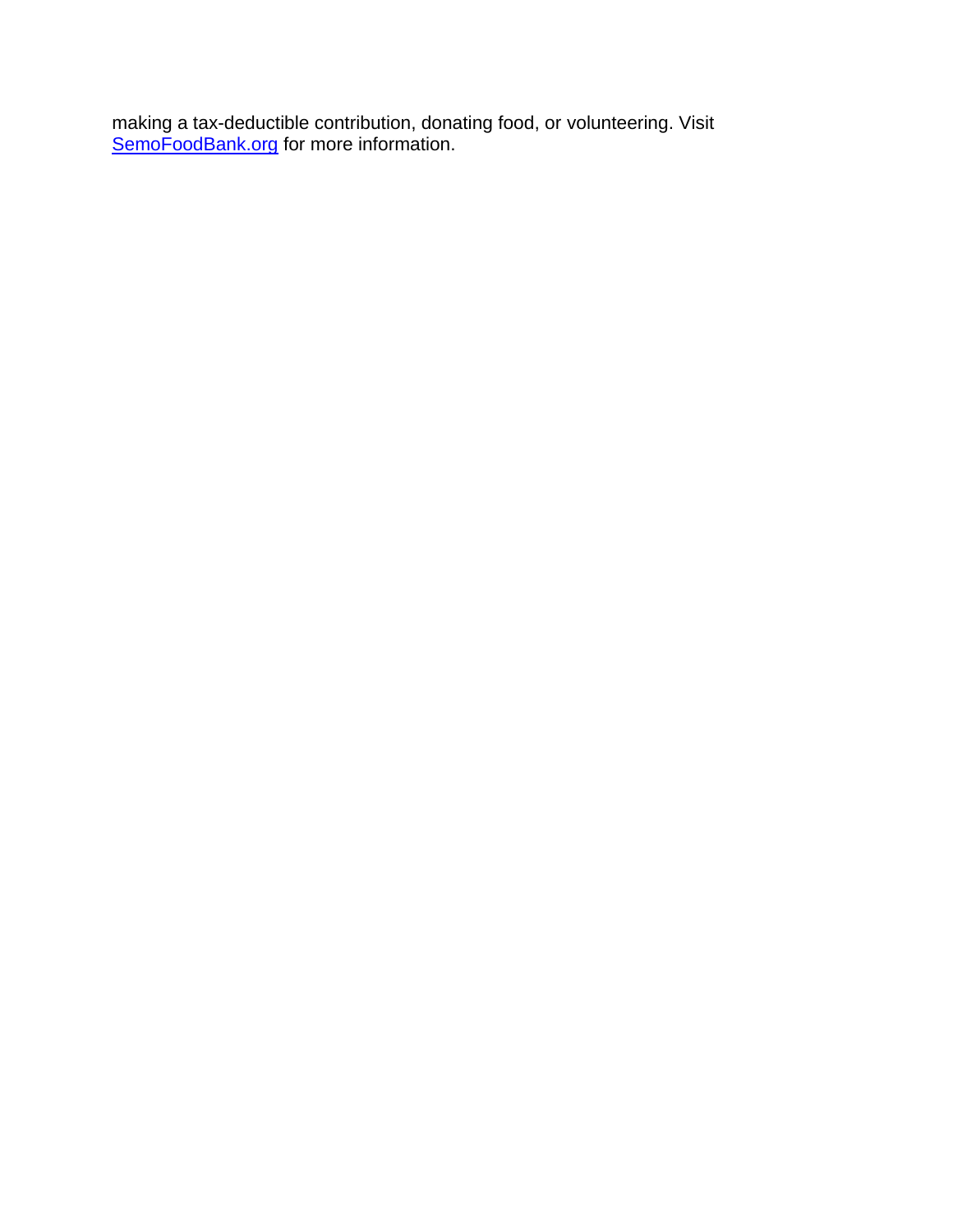making a tax-deductible contribution, donating food, or volunteering. Visit [SemoFoodBank.org](SemoFoodBank.org) for more information.